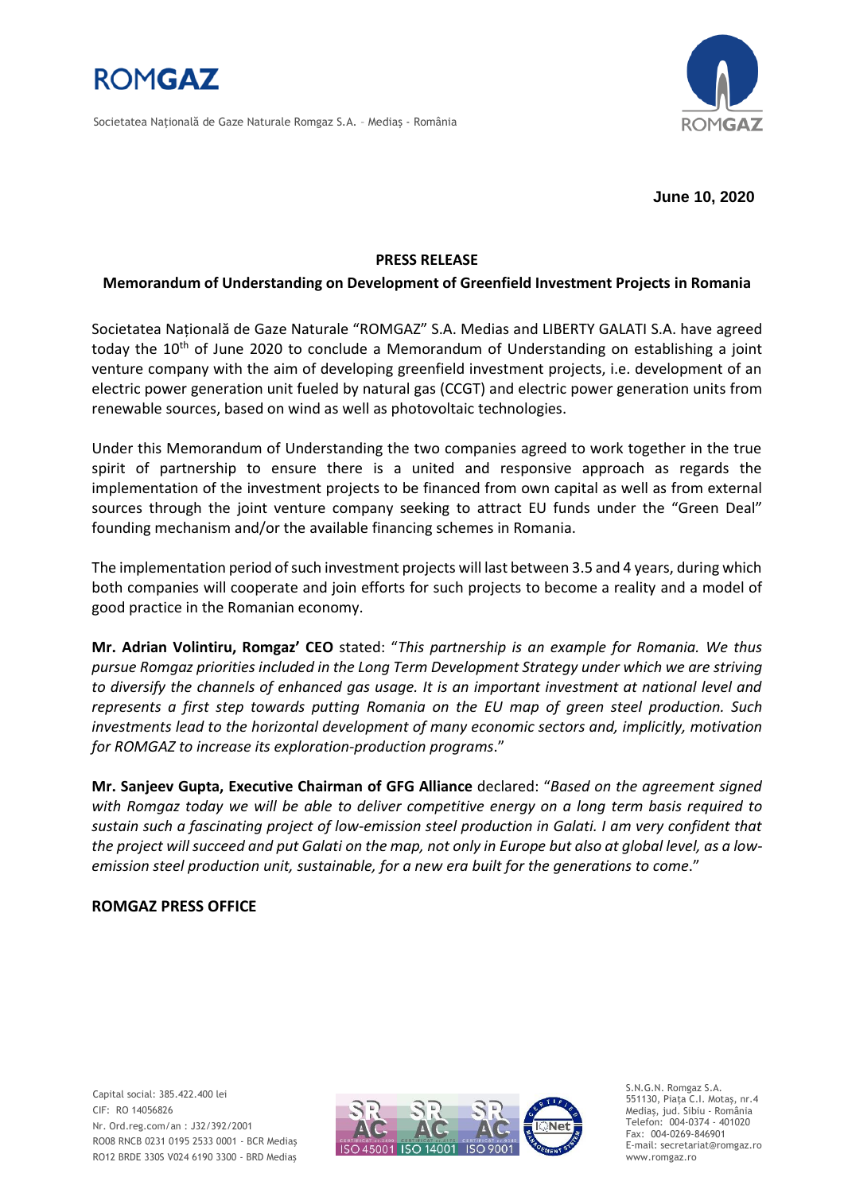**June 10, 2020**

**PRESS RELEASE**

**Memorandum of Understanding on Development of Greenfield Investment Projects in Romania**

Societatea Națională de Gaze Naturale "ROMGAZ" S.A. Medias and LIBERTY GALATI S.A. have agreed today the 10th of June 2020 to conclude a Memorandum of Understanding on establishing a joint venture company with the aim of developing greenfield investment projects, i.e. development of an electric power generation unit fueled by natural gas (CCGT) and electric power generation units from renewable sources, based on wind as well as photovoltaic technologies.

Under this Memorandum of Understanding the two companies agreed to work together in the true spirit of partnership to ensure there is a united and responsive approach as regards the implementation of the investment projects to be financed from own capital as well as from external sources through the joint venture company seeking to attract EU funds under the "Green Deal" founding mechanism and/or the available financing schemes in Romania.

The implementation period of such investment projects will last between 3.5 and 4 years, during which both companies will cooperate and join efforts for such projects to become a reality and a model of good practice in the Romanian economy.

**Mr. Adrian Volintiru, Romgaz' CEO** stated: "*This partnership is an example for Romania. We thus pursue Romgaz priorities included in the Long Term Development Strategy under which we are striving to diversify the channels of enhanced gas usage. It is an important investment at national level and represents a first step towards putting Romania on the EU map of green steel production. Such investments lead to the horizontal development of many economic sectors and, implicitly, motivation for ROMGAZ to increase its exploration-production programs*."

**Mr. Sanjeev Gupta, Executive Chairman of GFG Alliance** declared: "*Based on the agreement signed with Romgaz today we will be able to deliver competitive energy on a long term basis required to sustain such a fascinating project of low-emission steel production in Galati. I am very confident that the project will succeed and put Galati on the map, not only in Europe but also at global level, as a low-emission steel production unit, sustainable, for a new era built for the generations to come*."

**ROMGAZ PRESS OFFICE**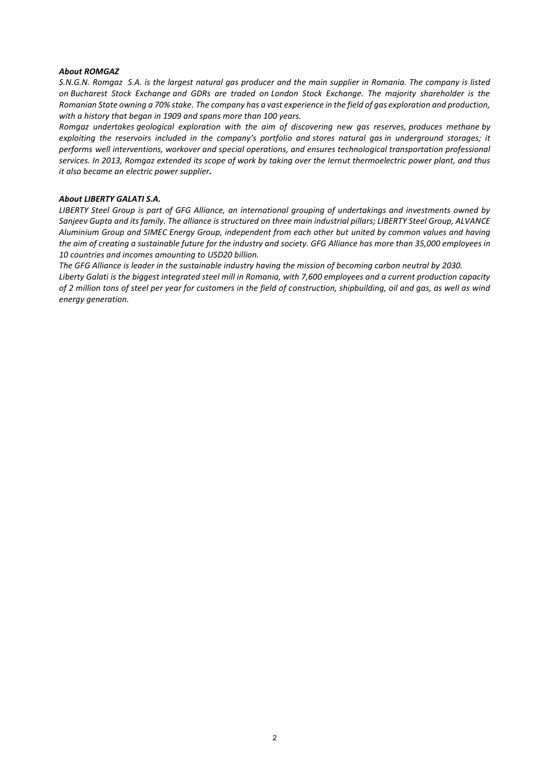***About ROMGAZ***

*S.N.G.N. Romgaz S.A. is the largest natural gas producer and the main supplier in Romania. The company is listed on Bucharest Stock Exchange and GDRs are traded on London Stock Exchange. The majority shareholder is the Romanian State owning a 70% stake. The company has a vast experience in the field of gas exploration and production, with a history that began in 1909 and spans more than 100 years.*

*Romgaz undertakes geological exploration with the aim of discovering new gas reserves, produces methane by exploiting the reservoirs included in the company's portfolio and stores natural gas in underground storages; it performs well interventions, workover and special operations, and ensures technological transportation professional services. In 2013, Romgaz extended its scope of work by taking over the Iernut thermoelectric power plant, and thus it also became an electric power supplier**.***

***About LIBERTY GALATI S.A.***

*LIBERTY Steel Group is part of GFG Alliance, an international grouping of undertakings and investments owned by Sanjeev Gupta and its family. The alliance is structured on three main industrial pillars; LIBERTY Steel Group, ALVANCE Aluminium Group and SIMEC Energy Group, independent from each other but united by common values and having the aim of creating a sustainable future for the industry and society. GFG Alliance has more than 35,000 employees in 10 countries and incomes amounting to USD20 billion.*

*The GFG Alliance is leader in the sustainable industry having the mission of becoming carbon neutral by 2030.*

*Liberty Galati is the biggest integrated steel mill in Romania, with 7,600 employees and a current production capacity of 2 million tons of steel per year for customers in the field of construction, shipbuilding, oil and gas, as well as wind energy generation.*